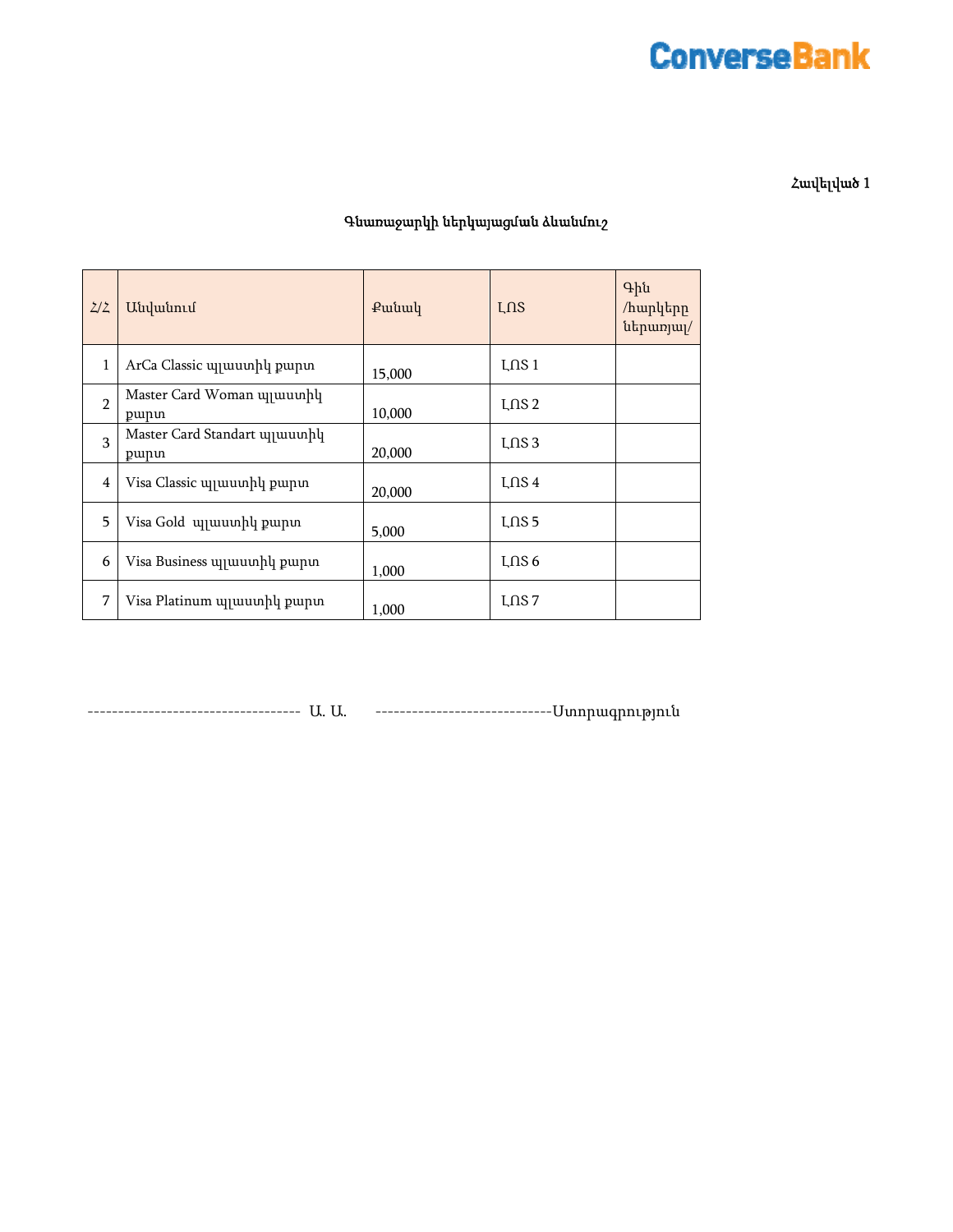ConverseBank

**Հավելված 1**

Գնառաջարկի ներկայացման ձևանմուշ

| Հ/Հ | Անվանում | Քանակ | ԼՈՏ | Գին /հարկերը ներառյալ/ |
|---|---|---|---|---|
| 1 | ArCa Classic պլաստիկ քարտ | 15,000 | ԼՈՏ 1 | |
| 2 | Master Card Woman պլաստիկ քարտ | 10,000 | ԼՈՏ 2 | |
| 3 | Master Card Standart պլաստիկ քարտ | 20,000 | ԼՈՏ 3 | |
| 4 | Visa Classic պլաստիկ քարտ | 20,000 | ԼՈՏ 4 | |
| 5 | Visa Gold պլաստիկ քարտ | 5,000 | ԼՈՏ 5 | |
| 6 | Visa Business պլաստիկ քարտ | 1,000 | ԼՈՏ 6 | |
| 7 | Visa Platinum պլաստիկ քարտ | 1,000 | ԼՈՏ 7 | |

----------------------------------- Ա. Ա. ----------------------------Ստորագրություն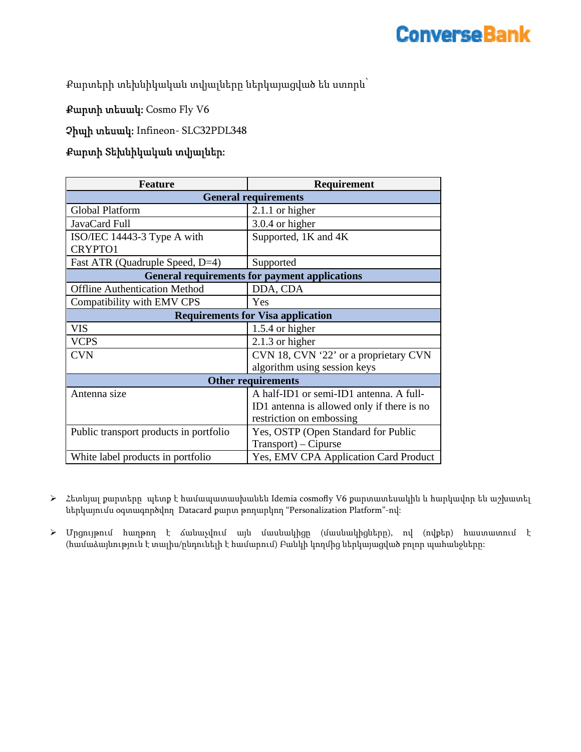Քարտերի տեխնիկական տվյալները ներկայացված են ստորև՝

**Քարտի տեսակ:** Cosmo Fly V6

**Չիպի տեսակ:** Infineon- SLC32PDL348

**Քարտի Տեխնիկական տվյալներ:**

| Feature | Requirement |
|---|---|
| **General requirements** | |
| Global Platform | 2.1.1 or higher |
| JavaCard Full | 3.0.4 or higher |
| ISO/IEC 14443-3 Type A with CRYPTO1 | Supported, 1K and 4K |
| Fast ATR (Quadruple Speed, D=4) | Supported |
| **General requirements for payment applications** | |
| Offline Authentication Method | DDA, CDA |
| Compatibility with EMV CPS | Yes |
| **Requirements for Visa application** | |
| VIS | 1.5.4 or higher |
| VCPS | 2.1.3 or higher |
| CVN | CVN 18, CVN '22' or a proprietary CVN algorithm using session keys |
| **Other requirements** | |
| Antenna size | A half-ID1 or semi-ID1 antenna. A full-ID1 antenna is allowed only if there is no restriction on embossing |
| Public transport products in portfolio | Yes, OSTP (Open Standard for Public Transport) – Cipurse |
| White label products in portfolio | Yes, EMV CPA Application Card Product |

- Հետևյալ քարտերը պետք է համապատասխանեն Idemia cosmofly V6 քարտատեսակին և հարկավոր են աշխատել ներկայումս օգտագործվող Datacard քարտ թողարկող "Personalization Platform"-ով:
- Մրցույթում հաղթող է ճանաչվում այն մասնակիցը (մասնակիցները), ով (ովքեր) հաստատում է (համաձայնություն է տալիս/ընդունելի է համարում) Բանկի կողմից ներկայացված բոլոր պահանջները: